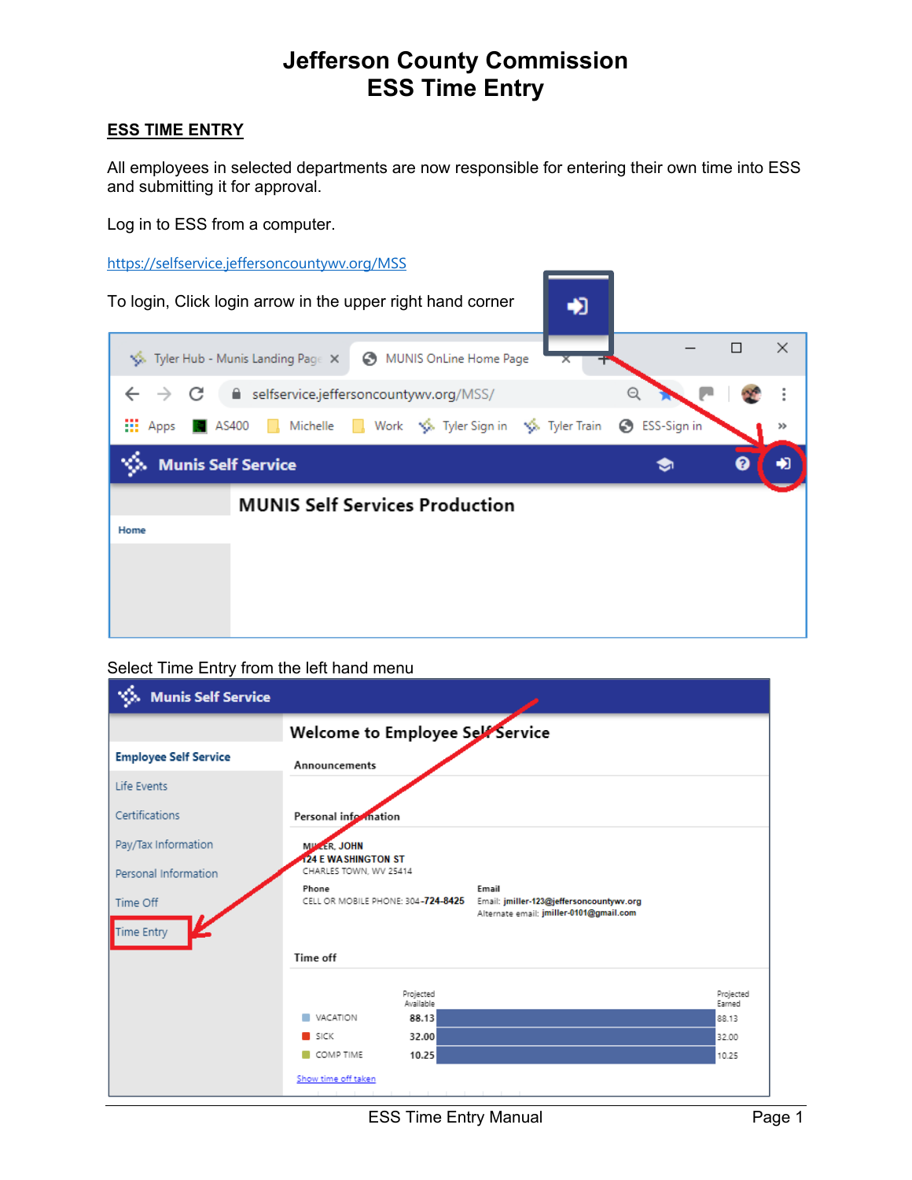# Jefferson County Commission
# ESS Time Entry

## ESS TIME ENTRY

All employees in selected departments are now responsible for entering their own time into ESS and submitting it for approval.

Log in to ESS from a computer.

https://selfservice.jeffersoncountywv.org/MSS

To login, Click login arrow in the upper right hand corner

Select Time Entry from the left hand menu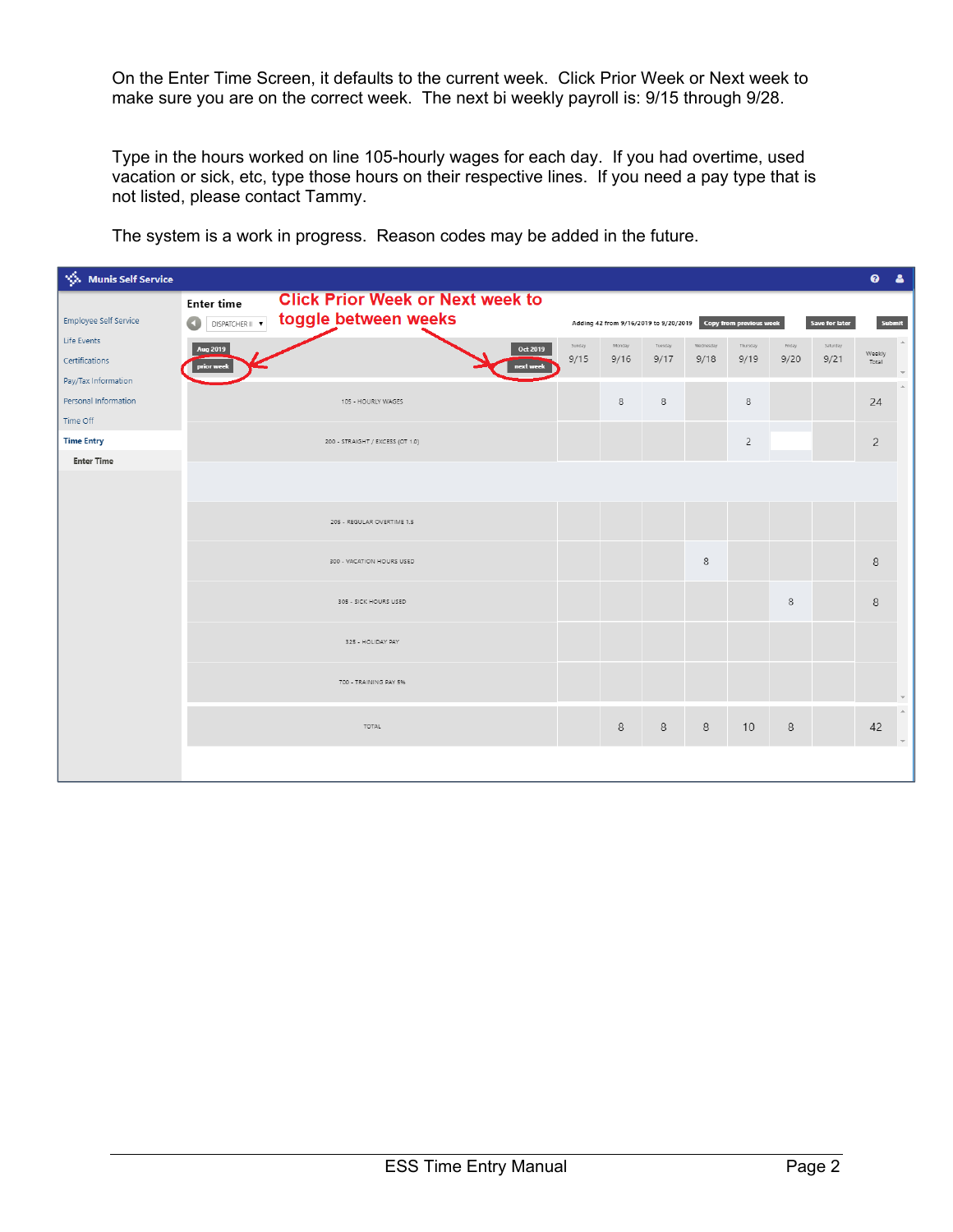On the Enter Time Screen, it defaults to the current week. Click Prior Week or Next week to make sure you are on the correct week. The next bi weekly payroll is: 9/15 through 9/28.

Type in the hours worked on line 105-hourly wages for each day. If you had overtime, used vacation or sick, etc, type those hours on their respective lines. If you need a pay type that is not listed, please contact Tammy.

The system is a work in progress. Reason codes may be added in the future.

Munis Self Service

Click Prior Week or Next week to toggle between weeks

Enter time

DISPATCHER II

Adding 42 from 9/16/2019 to 9/20/2019 | Copy from previous week | Save for later | Submit

Employee Self Service
Life Events
Certifications
Pay/Tax Information
Personal Information
Time Off
Time Entry
Enter Time

| Aug 2019 prior week / Oct 2019 next week | Sunday 9/15 | Monday 9/16 | Tuesday 9/17 | Wednesday 9/18 | Thursday 9/19 | Friday 9/20 | Saturday 9/21 | Weekly Total |
|---|---|---|---|---|---|---|---|---|
| 105 - HOURLY WAGES | | 8 | 8 | | 8 | | | 24 |
| 200 - STRAIGHT / EXCESS (OT 1.0) | | | | | 2 | | | 2 |
| 205 - REGULAR OVERTIME 1.5 | | | | | | | | |
| 300 - VACATION HOURS USED | | | | 8 | | | | 8 |
| 305 - SICK HOURS USED | | | | | | 8 | | 8 |
| 325 - HOLIDAY PAY | | | | | | | | |
| 700 - TRAINING PAY 5% | | | | | | | | |
| TOTAL | | 8 | 8 | 8 | 10 | 8 | | 42 |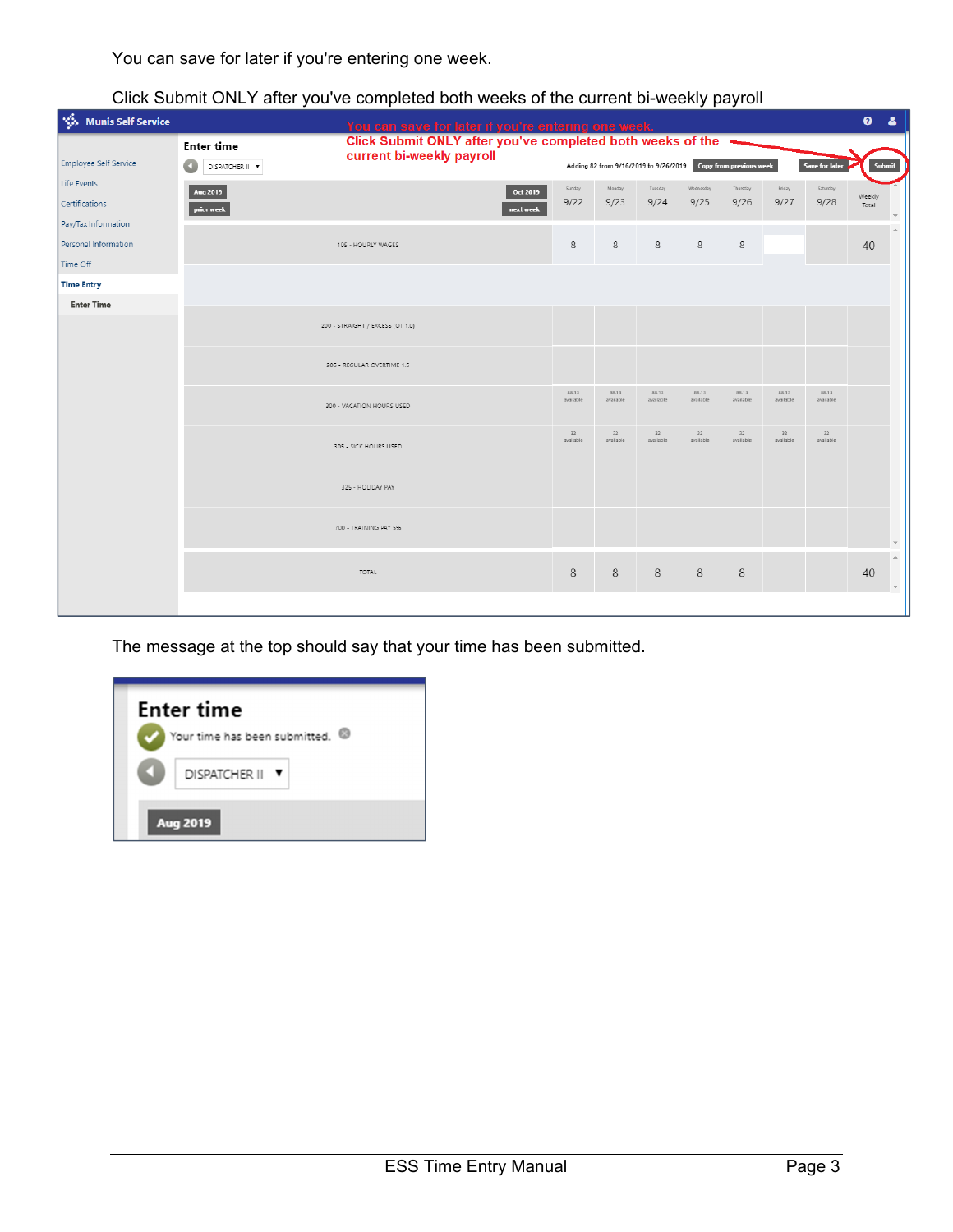You can save for later if you're entering one week.

Click Submit ONLY after you've completed both weeks of the current bi-weekly payroll

The message at the top should say that your time has been submitted.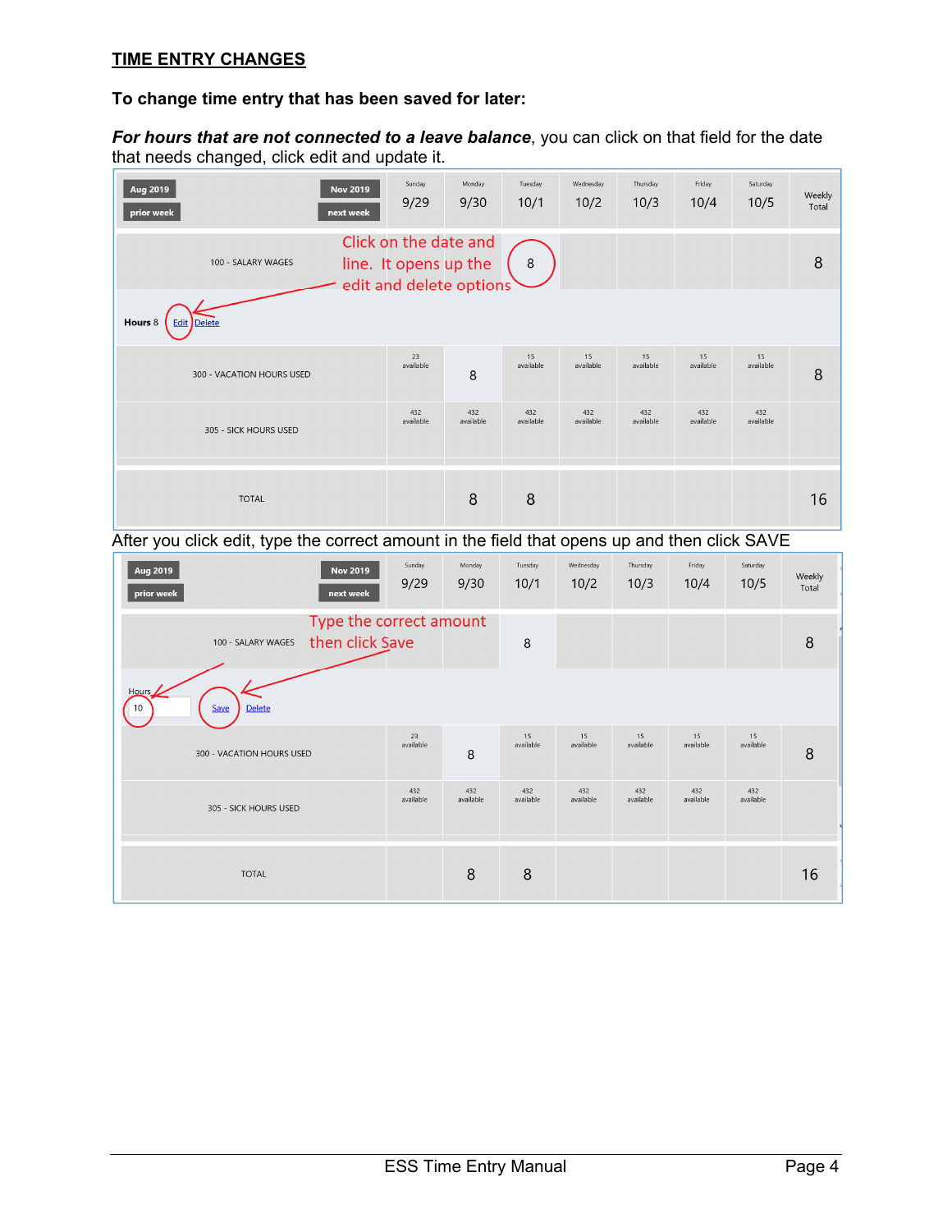## TIME ENTRY CHANGES

**To change time entry that has been saved for later:**

***For hours that are not connected to a leave balance***, you can click on that field for the date that needs changed, click edit and update it.

| Aug 2019 / prior week | Nov 2019 / next week | Sunday 9/29 | Monday 9/30 | Tuesday 10/1 | Wednesday 10/2 | Thursday 10/3 | Friday 10/4 | Saturday 10/5 | Weekly Total |
|---|---|---|---|---|---|---|---|---|---|
| 100 - SALARY WAGES | | | | 8 | | | | | 8 |
| Hours 8 Edit Delete | | | | | | | | | |
| 300 - VACATION HOURS USED | | 23 available | 8 | 15 available | 15 available | 15 available | 15 available | 15 available | 8 |
| 305 - SICK HOURS USED | | 432 available | 432 available | 432 available | 432 available | 432 available | 432 available | 432 available | |
| TOTAL | | | 8 | 8 | | | | | 16 |

Click on the date and line. It opens up the edit and delete options

After you click edit, type the correct amount in the field that opens up and then click SAVE

| Aug 2019 / prior week | Nov 2019 / next week | Sunday 9/29 | Monday 9/30 | Tuesday 10/1 | Wednesday 10/2 | Thursday 10/3 | Friday 10/4 | Saturday 10/5 | Weekly Total |
|---|---|---|---|---|---|---|---|---|---|
| 100 - SALARY WAGES | | | | 8 | | | | | 8 |
| Hours 10 Save Delete | | | | | | | | | |
| 300 - VACATION HOURS USED | | 23 available | 8 | 15 available | 15 available | 15 available | 15 available | 15 available | 8 |
| 305 - SICK HOURS USED | | 432 available | 432 available | 432 available | 432 available | 432 available | 432 available | 432 available | |
| TOTAL | | | 8 | 8 | | | | | 16 |

Type the correct amount then click Save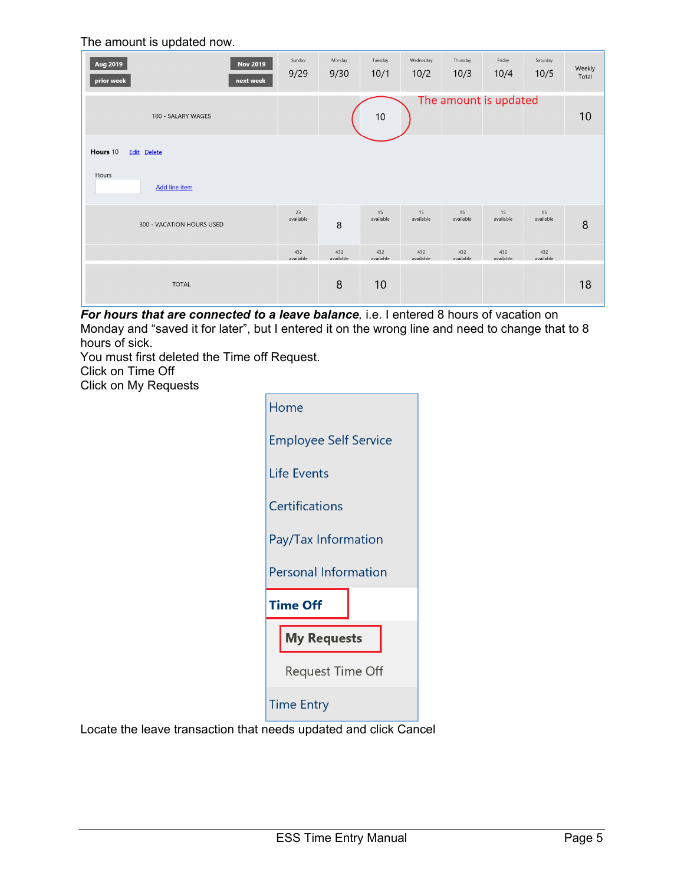The amount is updated now.

| Aug 2019 / prior week | Nov 2019 / next week | Sunday 9/29 | Monday 9/30 | Tuesday 10/1 | Wednesday 10/2 | Thursday 10/3 | Friday 10/4 | Saturday 10/5 | Weekly Total |
|---|---|---|---|---|---|---|---|---|---|
| 100 - SALARY WAGES | | | | 10 | | | | | 10 |
| Hours 10 Edit Delete | | | | | | | | | |
| Hours | Add line item | | | | | | | | |
| 300 - VACATION HOURS USED | | 23 available | 8 | 15 available | 15 available | 15 available | 15 available | 15 available | 8 |
| | | 432 available | 432 available | 432 available | 432 available | 432 available | 432 available | 432 available | |
| TOTAL | | | 8 | 10 | | | | | 18 |

The amount is updated

***For hours that are connected to a leave balance***, i.e. I entered 8 hours of vacation on Monday and "saved it for later", but I entered it on the wrong line and need to change that to 8 hours of sick.

You must first deleted the Time off Request.

Click on Time Off

Click on My Requests

- Home
- Employee Self Service
- Life Events
- Certifications
- Pay/Tax Information
- Personal Information
- **Time Off**
  - **My Requests**
  - Request Time Off
- Time Entry

Locate the leave transaction that needs updated and click Cancel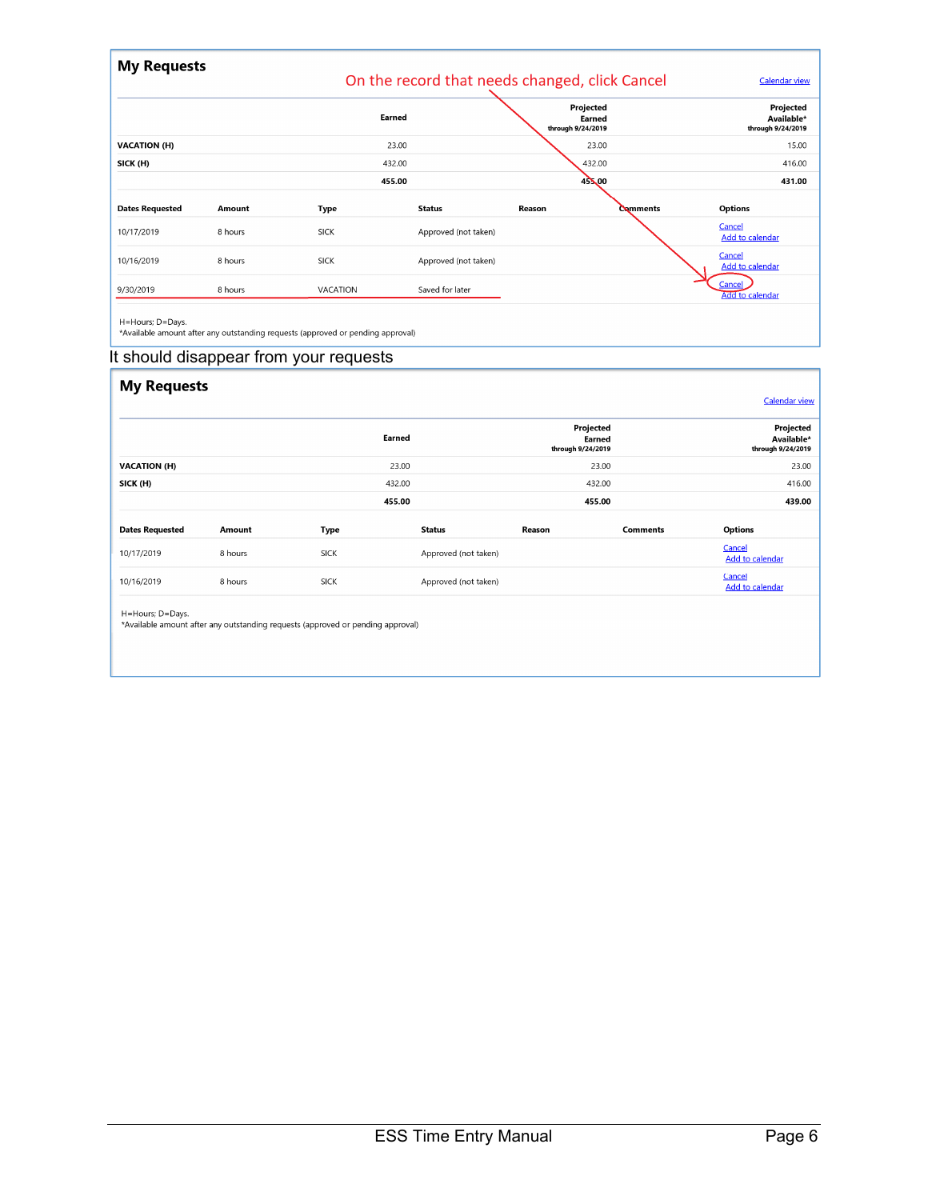## My Requests

On the record that needs changed, click Cancel

Calendar view

| | Earned | Projected Earned through 9/24/2019 | Projected Available* through 9/24/2019 |
|---|---|---|---|
| VACATION (H) | 23.00 | 23.00 | 15.00 |
| SICK (H) | 432.00 | 432.00 | 416.00 |
| | 455.00 | 455.00 | 431.00 |

| Dates Requested | Amount | Type | Status | Reason | Comments | Options |
|---|---|---|---|---|---|---|
| 10/17/2019 | 8 hours | SICK | Approved (not taken) | | | Cancel Add to calendar |
| 10/16/2019 | 8 hours | SICK | Approved (not taken) | | | Cancel Add to calendar |
| 9/30/2019 | 8 hours | VACATION | Saved for later | | | Cancel Add to calendar |

H=Hours; D=Days.
*Available amount after any outstanding requests (approved or pending approval)

It should disappear from your requests

## My Requests

Calendar view

| | Earned | Projected Earned through 9/24/2019 | Projected Available* through 9/24/2019 |
|---|---|---|---|
| VACATION (H) | 23.00 | 23.00 | 23.00 |
| SICK (H) | 432.00 | 432.00 | 416.00 |
| | 455.00 | 455.00 | 439.00 |

| Dates Requested | Amount | Type | Status | Reason | Comments | Options |
|---|---|---|---|---|---|---|
| 10/17/2019 | 8 hours | SICK | Approved (not taken) | | | Cancel Add to calendar |
| 10/16/2019 | 8 hours | SICK | Approved (not taken) | | | Cancel Add to calendar |

H=Hours; D=Days.
*Available amount after any outstanding requests (approved or pending approval)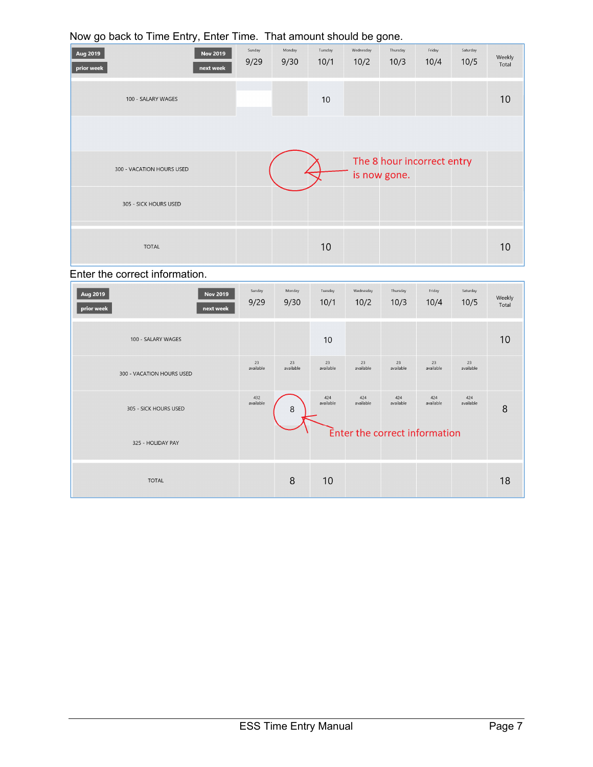Now go back to Time Entry, Enter Time. That amount should be gone.

| Aug 2019 / prior week | Nov 2019 / next week | Sunday 9/29 | Monday 9/30 | Tuesday 10/1 | Wednesday 10/2 | Thursday 10/3 | Friday 10/4 | Saturday 10/5 | Weekly Total |
|---|---|---|---|---|---|---|---|---|---|
| 100 - SALARY WAGES | | | | 10 | | | | | 10 |
| 300 - VACATION HOURS USED | | | | | | | | | |
| 305 - SICK HOURS USED | | | | | | | | | |
| TOTAL | | | | 10 | | | | | 10 |

The 8 hour incorrect entry is now gone.

Enter the correct information.

| Aug 2019 / prior week | Nov 2019 / next week | Sunday 9/29 | Monday 9/30 | Tuesday 10/1 | Wednesday 10/2 | Thursday 10/3 | Friday 10/4 | Saturday 10/5 | Weekly Total |
|---|---|---|---|---|---|---|---|---|---|
| 100 - SALARY WAGES | | | | 10 | | | | | 10 |
| 300 - VACATION HOURS USED | | 23 available | 23 available | 23 available | 23 available | 23 available | 23 available | 23 available | |
| 305 - SICK HOURS USED | | 432 available | 8 | 424 available | 424 available | 424 available | 424 available | 424 available | 8 |
| 325 - HOLIDAY PAY | | | | | | | | | |
| TOTAL | | | 8 | 10 | | | | | 18 |

Enter the correct information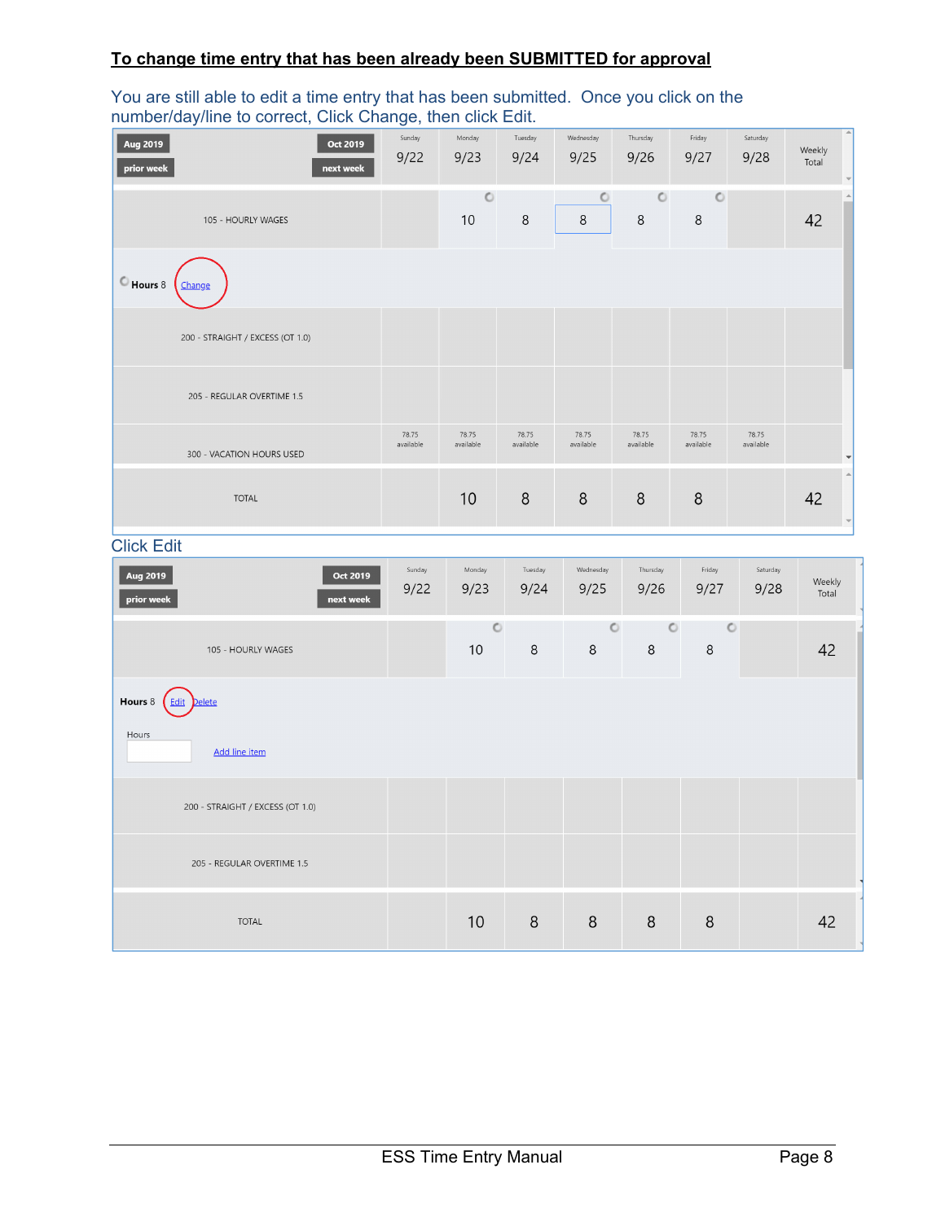**To change time entry that has been already been SUBMITTED for approval**

You are still able to edit a time entry that has been submitted. Once you click on the number/day/line to correct, Click Change, then click Edit.

| Aug 2019 / prior week | Oct 2019 / next week | Sunday 9/22 | Monday 9/23 | Tuesday 9/24 | Wednesday 9/25 | Thursday 9/26 | Friday 9/27 | Saturday 9/28 | Weekly Total |
|---|---|---|---|---|---|---|---|---|---|
| 105 - HOURLY WAGES | | | 10 | 8 | 8 | 8 | 8 | | 42 |
| Hours 8 Change | | | | | | | | | |
| 200 - STRAIGHT / EXCESS (OT 1.0) | | | | | | | | | |
| 205 - REGULAR OVERTIME 1.5 | | | | | | | | | |
| 300 - VACATION HOURS USED | | 78.75 available | 78.75 available | 78.75 available | 78.75 available | 78.75 available | 78.75 available | 78.75 available | |
| TOTAL | | | 10 | 8 | 8 | 8 | 8 | | 42 |

Click Edit

| Aug 2019 / prior week | Oct 2019 / next week | Sunday 9/22 | Monday 9/23 | Tuesday 9/24 | Wednesday 9/25 | Thursday 9/26 | Friday 9/27 | Saturday 9/28 | Weekly Total |
|---|---|---|---|---|---|---|---|---|---|
| 105 - HOURLY WAGES | | | 10 | 8 | 8 | 8 | 8 | | 42 |
| Hours 8 Edit Delete | | | | | | | | | |
| Hours [ ] Add line item | | | | | | | | | |
| 200 - STRAIGHT / EXCESS (OT 1.0) | | | | | | | | | |
| 205 - REGULAR OVERTIME 1.5 | | | | | | | | | |
| TOTAL | | | 10 | 8 | 8 | 8 | 8 | | 42 |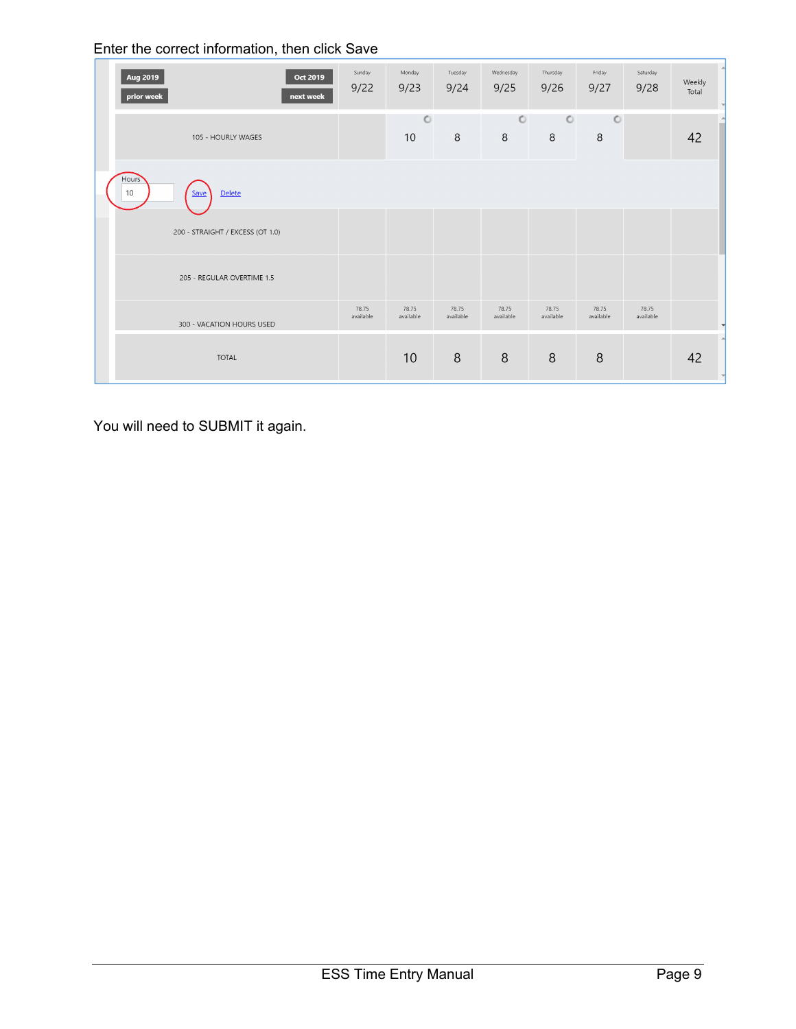Enter the correct information, then click Save

| Aug 2019 / prior week — Oct 2019 / next week | Sunday 9/22 | Monday 9/23 | Tuesday 9/24 | Wednesday 9/25 | Thursday 9/26 | Friday 9/27 | Saturday 9/28 | Weekly Total |
|---|---|---|---|---|---|---|---|---|
| 105 - HOURLY WAGES | | 10 | 8 | 8 | 8 | 8 | | 42 |
| Hours 10 Save Delete | | | | | | | | |
| 200 - STRAIGHT / EXCESS (OT 1.0) | | | | | | | | |
| 205 - REGULAR OVERTIME 1.5 | | | | | | | | |
| 300 - VACATION HOURS USED | 78.75 available | 78.75 available | 78.75 available | 78.75 available | 78.75 available | 78.75 available | 78.75 available | |
| TOTAL | | 10 | 8 | 8 | 8 | 8 | | 42 |

You will need to SUBMIT it again.